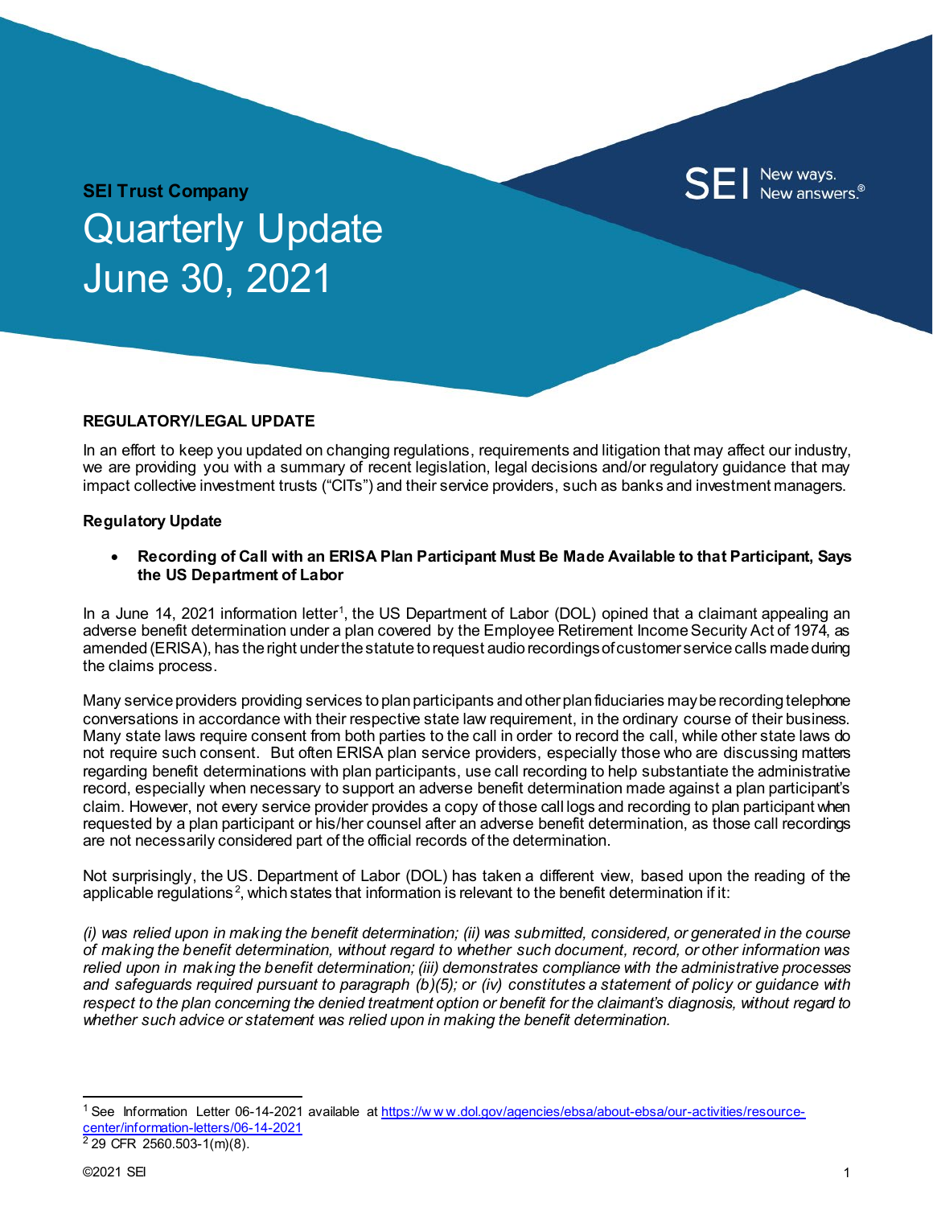**SEI Trust Company**

# Quarterly Update June 30, 2021

SEI New ways. New answers.®

## REGULATORY/LEGAL UPDATE

In an effort to keep you updated on changing regulations, requirements and litigation that may affect our industry, we are providing you with a summary of recent legislation, legal decisions and/or regulatory guidance that may impact collective investment trusts ("CITs") and their service providers, such as banks and investment managers.

### Regulatory Update

- **Recording of Call with an ERISA Plan Participant Must Be Made Available to that Participant, Says the US Department of Labor**

In a June 14, 2021 information letter[1], the US Department of Labor (DOL) opined that a claimant appealing an adverse benefit determination under a plan covered by the Employee Retirement Income Security Act of 1974, as amended (ERISA), has the right under the statute to request audio recordings of customer service calls made during the claims process.

Many service providers providing services to plan participants and other plan fiduciaries may be recording telephone conversations in accordance with their respective state law requirement, in the ordinary course of their business. Many state laws require consent from both parties to the call in order to record the call, while other state laws do not require such consent. But often ERISA plan service providers, especially those who are discussing matters regarding benefit determinations with plan participants, use call recording to help substantiate the administrative record, especially when necessary to support an adverse benefit determination made against a plan participant's claim. However, not every service provider provides a copy of those call logs and recording to plan participant when requested by a plan participant or his/her counsel after an adverse benefit determination, as those call recordings are not necessarily considered part of the official records of the determination.

Not surprisingly, the US. Department of Labor (DOL) has taken a different view, based upon the reading of the applicable regulations[2], which states that information is relevant to the benefit determination if it:

*(i) was relied upon in making the benefit determination; (ii) was submitted, considered, or generated in the course of making the benefit determination, without regard to whether such document, record, or other information was relied upon in making the benefit determination; (iii) demonstrates compliance with the administrative processes and safeguards required pursuant to paragraph (b)(5); or (iv) constitutes a statement of policy or guidance with respect to the plan concerning the denied treatment option or benefit for the claimant's diagnosis, without regard to whether such advice or statement was relied upon in making the benefit determination.*

---

[1] See Information Letter 06-14-2021 available at https://www.dol.gov/agencies/ebsa/about-ebsa/our-activities/resource-center/information-letters/06-14-2021

[2] 29 CFR 2560.503-1(m)(8).

©2021 SEI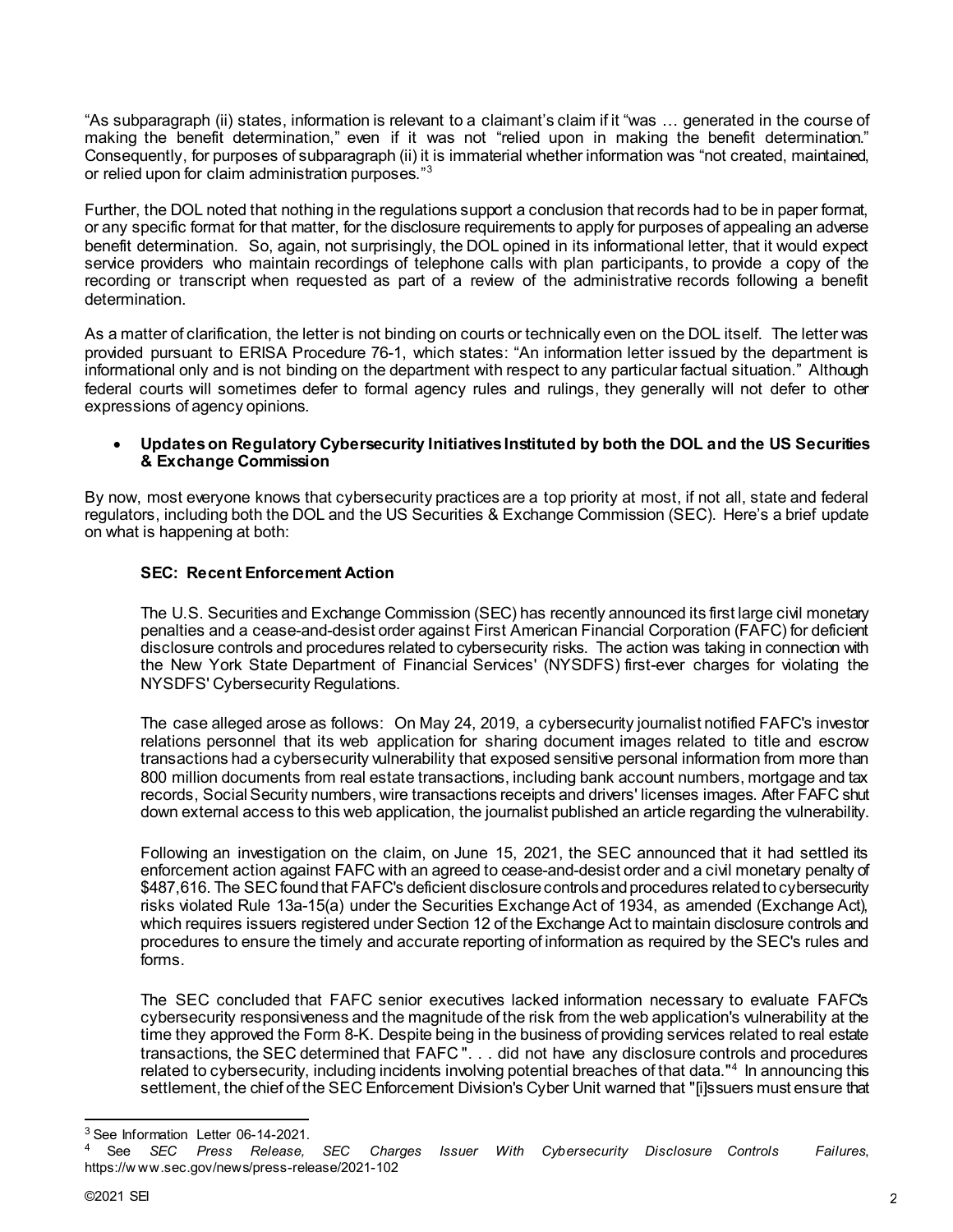"As subparagraph (ii) states, information is relevant to a claimant's claim if it "was … generated in the course of making the benefit determination," even if it was not "relied upon in making the benefit determination." Consequently, for purposes of subparagraph (ii) it is immaterial whether information was "not created, maintained, or relied upon for claim administration purposes."[3]

Further, the DOL noted that nothing in the regulations support a conclusion that records had to be in paper format, or any specific format for that matter, for the disclosure requirements to apply for purposes of appealing an adverse benefit determination. So, again, not surprisingly, the DOL opined in its informational letter, that it would expect service providers who maintain recordings of telephone calls with plan participants, to provide a copy of the recording or transcript when requested as part of a review of the administrative records following a benefit determination.

As a matter of clarification, the letter is not binding on courts or technically even on the DOL itself. The letter was provided pursuant to ERISA Procedure 76-1, which states: "An information letter issued by the department is informational only and is not binding on the department with respect to any particular factual situation." Although federal courts will sometimes defer to formal agency rules and rulings, they generally will not defer to other expressions of agency opinions.

- **Updates on Regulatory Cybersecurity Initiatives Instituted by both the DOL and the US Securities & Exchange Commission**

By now, most everyone knows that cybersecurity practices are a top priority at most, if not all, state and federal regulators, including both the DOL and the US Securities & Exchange Commission (SEC). Here's a brief update on what is happening at both:

**SEC: Recent Enforcement Action**

The U.S. Securities and Exchange Commission (SEC) has recently announced its first large civil monetary penalties and a cease-and-desist order against First American Financial Corporation (FAFC) for deficient disclosure controls and procedures related to cybersecurity risks. The action was taking in connection with the New York State Department of Financial Services' (NYSDFS) first-ever charges for violating the NYSDFS' Cybersecurity Regulations.

The case alleged arose as follows: On May 24, 2019, a cybersecurity journalist notified FAFC's investor relations personnel that its web application for sharing document images related to title and escrow transactions had a cybersecurity vulnerability that exposed sensitive personal information from more than 800 million documents from real estate transactions, including bank account numbers, mortgage and tax records, Social Security numbers, wire transactions receipts and drivers' licenses images. After FAFC shut down external access to this web application, the journalist published an article regarding the vulnerability.

Following an investigation on the claim, on June 15, 2021, the SEC announced that it had settled its enforcement action against FAFC with an agreed to cease-and-desist order and a civil monetary penalty of $487,616. The SEC found that FAFC's deficient disclosure controls and procedures related to cybersecurity risks violated Rule 13a-15(a) under the Securities Exchange Act of 1934, as amended (Exchange Act), which requires issuers registered under Section 12 of the Exchange Act to maintain disclosure controls and procedures to ensure the timely and accurate reporting of information as required by the SEC's rules and forms.

The SEC concluded that FAFC senior executives lacked information necessary to evaluate FAFC's cybersecurity responsiveness and the magnitude of the risk from the web application's vulnerability at the time they approved the Form 8-K. Despite being in the business of providing services related to real estate transactions, the SEC determined that FAFC ". . . did not have any disclosure controls and procedures related to cybersecurity, including incidents involving potential breaches of that data."[4] In announcing this settlement, the chief of the SEC Enforcement Division's Cyber Unit warned that "[i]ssuers must ensure that

---

[3] See Information Letter 06-14-2021.

[4] See *SEC Press Release, SEC Charges Issuer With Cybersecurity Disclosure Controls Failures*, https://www.sec.gov/news/press-release/2021-102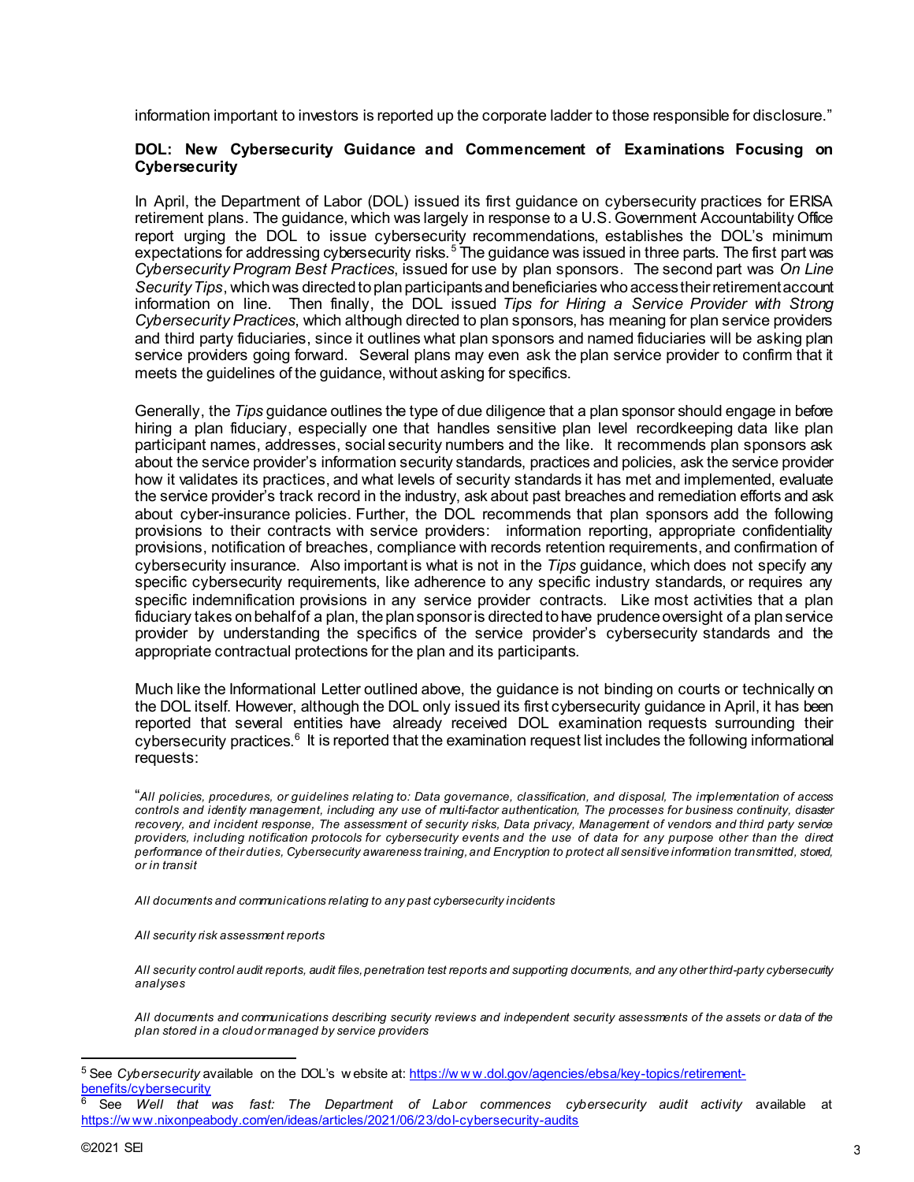information important to investors is reported up the corporate ladder to those responsible for disclosure."

## DOL: New Cybersecurity Guidance and Commencement of Examinations Focusing on Cybersecurity

In April, the Department of Labor (DOL) issued its first guidance on cybersecurity practices for ERISA retirement plans. The guidance, which was largely in response to a U.S. Government Accountability Office report urging the DOL to issue cybersecurity recommendations, establishes the DOL's minimum expectations for addressing cybersecurity risks.[5] The guidance was issued in three parts. The first part was *Cybersecurity Program Best Practices*, issued for use by plan sponsors. The second part was *On Line Security Tips*, which was directed to plan participants and beneficiaries who access their retirement account information on line. Then finally, the DOL issued *Tips for Hiring a Service Provider with Strong Cybersecurity Practices*, which although directed to plan sponsors, has meaning for plan service providers and third party fiduciaries, since it outlines what plan sponsors and named fiduciaries will be asking plan service providers going forward. Several plans may even ask the plan service provider to confirm that it meets the guidelines of the guidance, without asking for specifics.

Generally, the *Tips* guidance outlines the type of due diligence that a plan sponsor should engage in before hiring a plan fiduciary, especially one that handles sensitive plan level recordkeeping data like plan participant names, addresses, social security numbers and the like. It recommends plan sponsors ask about the service provider's information security standards, practices and policies, ask the service provider how it validates its practices, and what levels of security standards it has met and implemented, evaluate the service provider's track record in the industry, ask about past breaches and remediation efforts and ask about cyber-insurance policies. Further, the DOL recommends that plan sponsors add the following provisions to their contracts with service providers: information reporting, appropriate confidentiality provisions, notification of breaches, compliance with records retention requirements, and confirmation of cybersecurity insurance. Also important is what is not in the *Tips* guidance, which does not specify any specific cybersecurity requirements, like adherence to any specific industry standards, or requires any specific indemnification provisions in any service provider contracts. Like most activities that a plan fiduciary takes on behalf of a plan, the plan sponsor is directed to have prudence oversight of a plan service provider by understanding the specifics of the service provider's cybersecurity standards and the appropriate contractual protections for the plan and its participants.

Much like the Informational Letter outlined above, the guidance is not binding on courts or technically on the DOL itself. However, although the DOL only issued its first cybersecurity guidance in April, it has been reported that several entities have already received DOL examination requests surrounding their cybersecurity practices.[6] It is reported that the examination request list includes the following informational requests:

"*All policies, procedures, or guidelines relating to: Data governance, classification, and disposal, The implementation of access controls and identity management, including any use of multi-factor authentication, The processes for business continuity, disaster recovery, and incident response, The assessment of security risks, Data privacy, Management of vendors and third party service providers, including notification protocols for cybersecurity events and the use of data for any purpose other than the direct performance of their duties, Cybersecurity awareness training, and Encryption to protect all sensitive information transmitted, stored, or in transit*

*All documents and communications relating to any past cybersecurity incidents*

*All security risk assessment reports*

*All security control audit reports, audit files, penetration test reports and supporting documents, and any other third-party cybersecurity analyses*

*All documents and communications describing security reviews and independent security assessments of the assets or data of the plan stored in a cloud or managed by service providers*

---

[5] See *Cybersecurity* available on the DOL's website at: https://www.dol.gov/agencies/ebsa/key-topics/retirement-benefits/cybersecurity

[6] See *Well that was fast: The Department of Labor commences cybersecurity audit activity* available at https://www.nixonpeabody.com/en/ideas/articles/2021/06/23/dol-cybersecurity-audits

©2021 SEI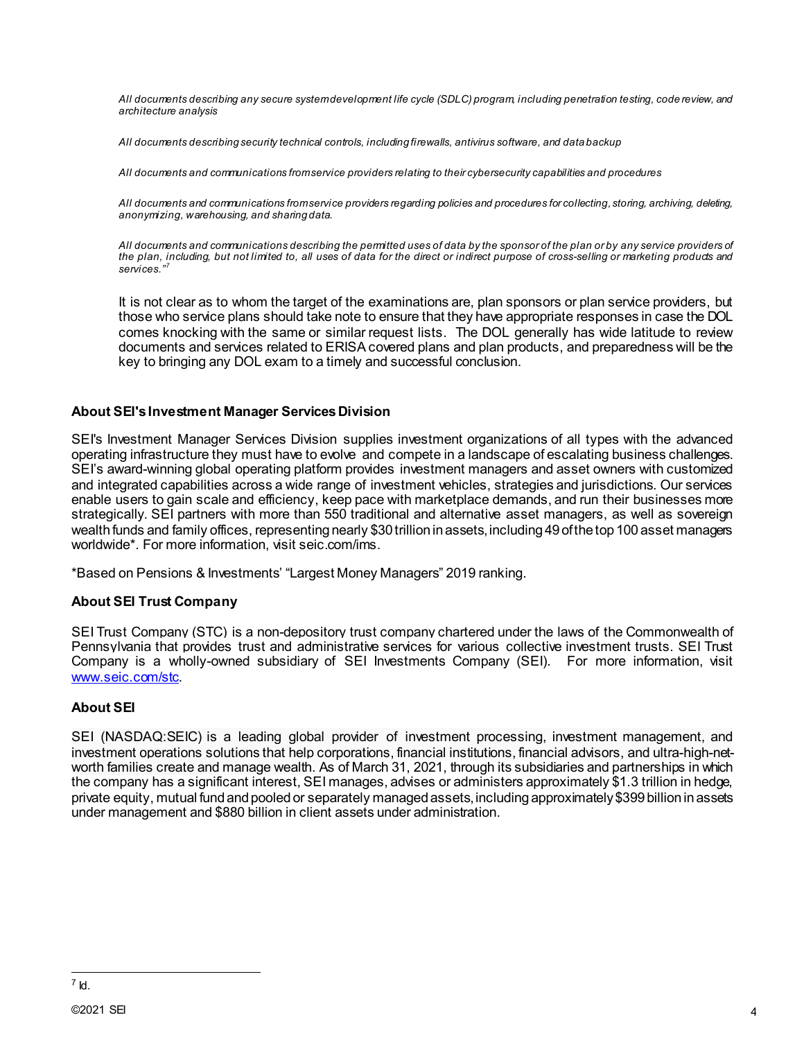*All documents describing any secure system development life cycle (SDLC) program, including penetration testing, code review, and architecture analysis*

*All documents describing security technical controls, including firewalls, antivirus software, and data backup*

*All documents and communications from service providers relating to their cybersecurity capabilities and procedures*

*All documents and communications from service providers regarding policies and procedures for collecting, storing, archiving, deleting, anonymizing, warehousing, and sharing data.*

*All documents and communications describing the permitted uses of data by the sponsor of the plan or by any service providers of the plan, including, but not limited to, all uses of data for the direct or indirect purpose of cross-selling or marketing products and services."*[7]

It is not clear as to whom the target of the examinations are, plan sponsors or plan service providers, but those who service plans should take note to ensure that they have appropriate responses in case the DOL comes knocking with the same or similar request lists. The DOL generally has wide latitude to review documents and services related to ERISA covered plans and plan products, and preparedness will be the key to bringing any DOL exam to a timely and successful conclusion.

**About SEI's Investment Manager Services Division**

SEI's Investment Manager Services Division supplies investment organizations of all types with the advanced operating infrastructure they must have to evolve and compete in a landscape of escalating business challenges. SEI's award-winning global operating platform provides investment managers and asset owners with customized and integrated capabilities across a wide range of investment vehicles, strategies and jurisdictions. Our services enable users to gain scale and efficiency, keep pace with marketplace demands, and run their businesses more strategically. SEI partners with more than 550 traditional and alternative asset managers, as well as sovereign wealth funds and family offices, representing nearly $30 trillion in assets, including 49 of the top 100 asset managers worldwide*. For more information, visit seic.com/ims.

*Based on Pensions & Investments' "Largest Money Managers" 2019 ranking.

**About SEI Trust Company**

SEI Trust Company (STC) is a non-depository trust company chartered under the laws of the Commonwealth of Pennsylvania that provides trust and administrative services for various collective investment trusts. SEI Trust Company is a wholly-owned subsidiary of SEI Investments Company (SEI). For more information, visit www.seic.com/stc.

**About SEI**

SEI (NASDAQ:SEIC) is a leading global provider of investment processing, investment management, and investment operations solutions that help corporations, financial institutions, financial advisors, and ultra-high-net-worth families create and manage wealth. As of March 31, 2021, through its subsidiaries and partnerships in which the company has a significant interest, SEI manages, advises or administers approximately $1.3 trillion in hedge, private equity, mutual fund and pooled or separately managed assets, including approximately $399 billion in assets under management and $880 billion in client assets under administration.

[7] Id.

©2021 SEI